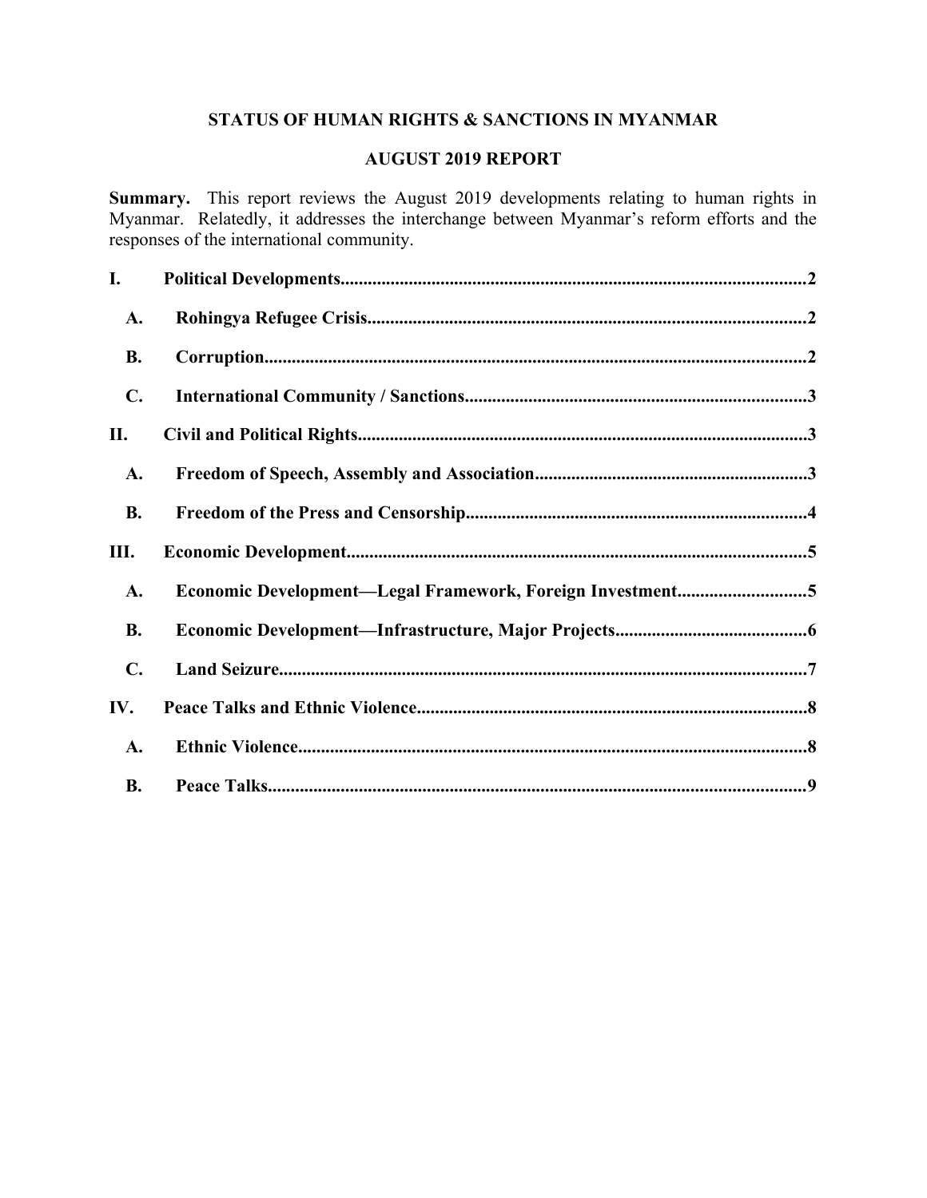# STATUS OF HUMAN RIGHTS & SANCTIONS IN MYANMAR

## AUGUST 2019 REPORT

**Summary.** This report reviews the August 2019 developments relating to human rights in Myanmar. Relatedly, it addresses the interchange between Myanmar's reform efforts and the responses of the international community.

- **I. Political Developments** ..... 2
  - **A. Rohingya Refugee Crisis** ..... 2
  - **B. Corruption** ..... 2
  - **C. International Community / Sanctions** ..... 3
- **II. Civil and Political Rights** ..... 3
  - **A. Freedom of Speech, Assembly and Association** ..... 3
  - **B. Freedom of the Press and Censorship** ..... 4
- **III. Economic Development** ..... 5
  - **A. Economic Development—Legal Framework, Foreign Investment** ..... 5
  - **B. Economic Development—Infrastructure, Major Projects** ..... 6
  - **C. Land Seizure** ..... 7
- **IV. Peace Talks and Ethnic Violence** ..... 8
  - **A. Ethnic Violence** ..... 8
  - **B. Peace Talks** ..... 9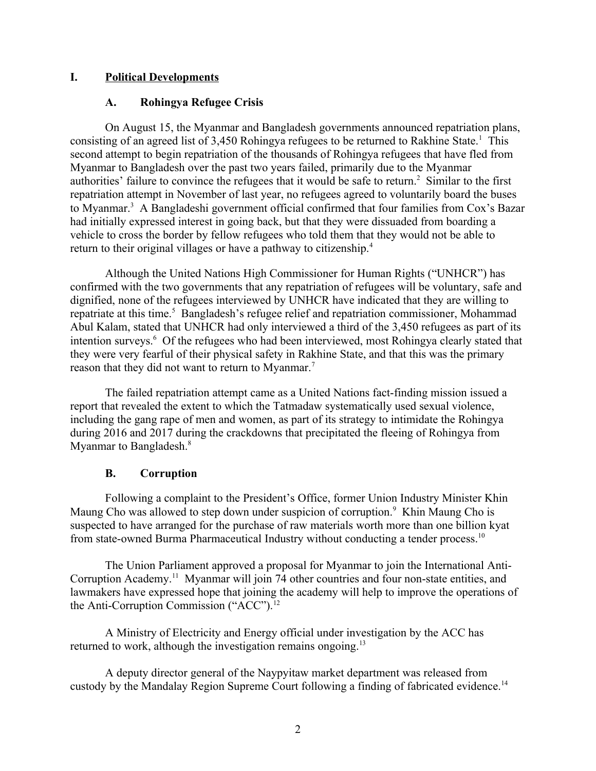# I. Political Developments

## A. Rohingya Refugee Crisis

On August 15, the Myanmar and Bangladesh governments announced repatriation plans, consisting of an agreed list of 3,450 Rohingya refugees to be returned to Rakhine State.[1] This second attempt to begin repatriation of the thousands of Rohingya refugees that have fled from Myanmar to Bangladesh over the past two years failed, primarily due to the Myanmar authorities' failure to convince the refugees that it would be safe to return.[2] Similar to the first repatriation attempt in November of last year, no refugees agreed to voluntarily board the buses to Myanmar.[3] A Bangladeshi government official confirmed that four families from Cox's Bazar had initially expressed interest in going back, but that they were dissuaded from boarding a vehicle to cross the border by fellow refugees who told them that they would not be able to return to their original villages or have a pathway to citizenship.[4]

Although the United Nations High Commissioner for Human Rights ("UNHCR") has confirmed with the two governments that any repatriation of refugees will be voluntary, safe and dignified, none of the refugees interviewed by UNHCR have indicated that they are willing to repatriate at this time.[5] Bangladesh's refugee relief and repatriation commissioner, Mohammad Abul Kalam, stated that UNHCR had only interviewed a third of the 3,450 refugees as part of its intention surveys.[6] Of the refugees who had been interviewed, most Rohingya clearly stated that they were very fearful of their physical safety in Rakhine State, and that this was the primary reason that they did not want to return to Myanmar.[7]

The failed repatriation attempt came as a United Nations fact-finding mission issued a report that revealed the extent to which the Tatmadaw systematically used sexual violence, including the gang rape of men and women, as part of its strategy to intimidate the Rohingya during 2016 and 2017 during the crackdowns that precipitated the fleeing of Rohingya from Myanmar to Bangladesh.[8]

## B. Corruption

Following a complaint to the President's Office, former Union Industry Minister Khin Maung Cho was allowed to step down under suspicion of corruption.[9] Khin Maung Cho is suspected to have arranged for the purchase of raw materials worth more than one billion kyat from state-owned Burma Pharmaceutical Industry without conducting a tender process.[10]

The Union Parliament approved a proposal for Myanmar to join the International Anti-Corruption Academy.[11] Myanmar will join 74 other countries and four non-state entities, and lawmakers have expressed hope that joining the academy will help to improve the operations of the Anti-Corruption Commission ("ACC").[12]

A Ministry of Electricity and Energy official under investigation by the ACC has returned to work, although the investigation remains ongoing.[13]

A deputy director general of the Naypyitaw market department was released from custody by the Mandalay Region Supreme Court following a finding of fabricated evidence.[14]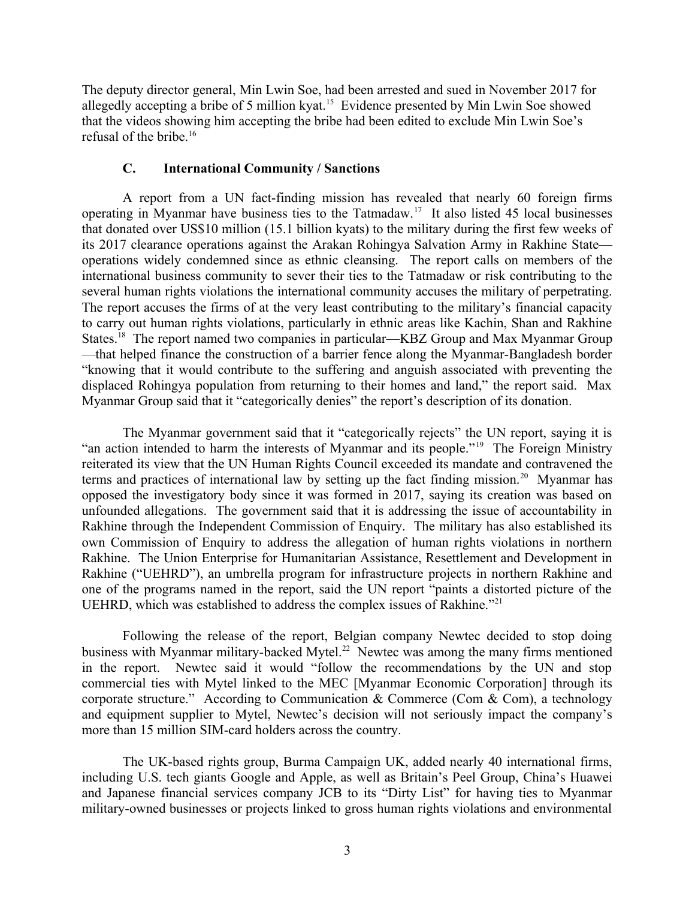The deputy director general, Min Lwin Soe, had been arrested and sued in November 2017 for allegedly accepting a bribe of 5 million kyat.[15] Evidence presented by Min Lwin Soe showed that the videos showing him accepting the bribe had been edited to exclude Min Lwin Soe's refusal of the bribe.[16]

### C. International Community / Sanctions

A report from a UN fact-finding mission has revealed that nearly 60 foreign firms operating in Myanmar have business ties to the Tatmadaw.[17] It also listed 45 local businesses that donated over US$10 million (15.1 billion kyats) to the military during the first few weeks of its 2017 clearance operations against the Arakan Rohingya Salvation Army in Rakhine State—operations widely condemned since as ethnic cleansing. The report calls on members of the international business community to sever their ties to the Tatmadaw or risk contributing to the several human rights violations the international community accuses the military of perpetrating. The report accuses the firms of at the very least contributing to the military's financial capacity to carry out human rights violations, particularly in ethnic areas like Kachin, Shan and Rakhine States.[18] The report named two companies in particular—KBZ Group and Max Myanmar Group—that helped finance the construction of a barrier fence along the Myanmar-Bangladesh border "knowing that it would contribute to the suffering and anguish associated with preventing the displaced Rohingya population from returning to their homes and land," the report said. Max Myanmar Group said that it "categorically denies" the report's description of its donation.

The Myanmar government said that it "categorically rejects" the UN report, saying it is "an action intended to harm the interests of Myanmar and its people."[19] The Foreign Ministry reiterated its view that the UN Human Rights Council exceeded its mandate and contravened the terms and practices of international law by setting up the fact finding mission.[20] Myanmar has opposed the investigatory body since it was formed in 2017, saying its creation was based on unfounded allegations. The government said that it is addressing the issue of accountability in Rakhine through the Independent Commission of Enquiry. The military has also established its own Commission of Enquiry to address the allegation of human rights violations in northern Rakhine. The Union Enterprise for Humanitarian Assistance, Resettlement and Development in Rakhine ("UEHRD"), an umbrella program for infrastructure projects in northern Rakhine and one of the programs named in the report, said the UN report "paints a distorted picture of the UEHRD, which was established to address the complex issues of Rakhine."[21]

Following the release of the report, Belgian company Newtec decided to stop doing business with Myanmar military-backed Mytel.[22] Newtec was among the many firms mentioned in the report. Newtec said it would "follow the recommendations by the UN and stop commercial ties with Mytel linked to the MEC [Myanmar Economic Corporation] through its corporate structure." According to Communication & Commerce (Com & Com), a technology and equipment supplier to Mytel, Newtec's decision will not seriously impact the company's more than 15 million SIM-card holders across the country.

The UK-based rights group, Burma Campaign UK, added nearly 40 international firms, including U.S. tech giants Google and Apple, as well as Britain's Peel Group, China's Huawei and Japanese financial services company JCB to its "Dirty List" for having ties to Myanmar military-owned businesses or projects linked to gross human rights violations and environmental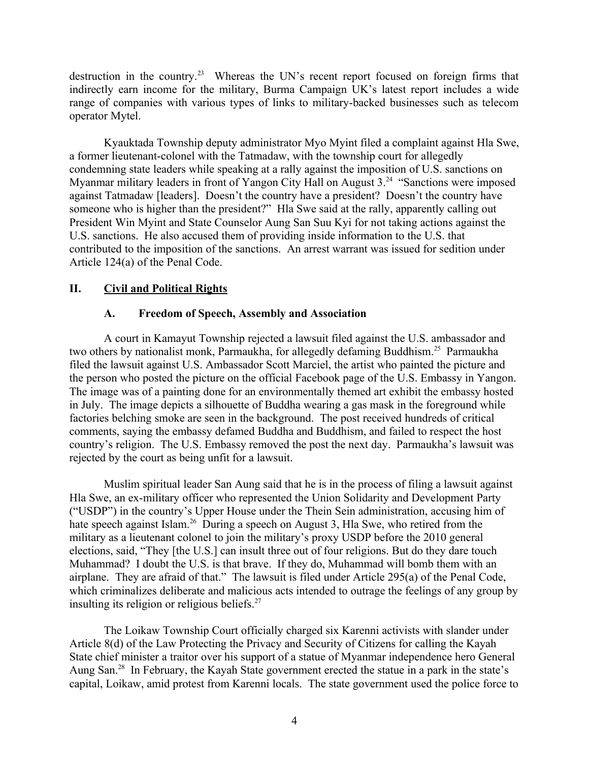destruction in the country.[23] Whereas the UN's recent report focused on foreign firms that indirectly earn income for the military, Burma Campaign UK's latest report includes a wide range of companies with various types of links to military-backed businesses such as telecom operator Mytel.

Kyauktada Township deputy administrator Myo Myint filed a complaint against Hla Swe, a former lieutenant-colonel with the Tatmadaw, with the township court for allegedly condemning state leaders while speaking at a rally against the imposition of U.S. sanctions on Myanmar military leaders in front of Yangon City Hall on August 3.[24] "Sanctions were imposed against Tatmadaw [leaders]. Doesn't the country have a president? Doesn't the country have someone who is higher than the president?" Hla Swe said at the rally, apparently calling out President Win Myint and State Counselor Aung San Suu Kyi for not taking actions against the U.S. sanctions. He also accused them of providing inside information to the U.S. that contributed to the imposition of the sanctions. An arrest warrant was issued for sedition under Article 124(a) of the Penal Code.

## II. Civil and Political Rights

### A. Freedom of Speech, Assembly and Association

A court in Kamayut Township rejected a lawsuit filed against the U.S. ambassador and two others by nationalist monk, Parmaukha, for allegedly defaming Buddhism.[25] Parmaukha filed the lawsuit against U.S. Ambassador Scott Marciel, the artist who painted the picture and the person who posted the picture on the official Facebook page of the U.S. Embassy in Yangon. The image was of a painting done for an environmentally themed art exhibit the embassy hosted in July. The image depicts a silhouette of Buddha wearing a gas mask in the foreground while factories belching smoke are seen in the background. The post received hundreds of critical comments, saying the embassy defamed Buddha and Buddhism, and failed to respect the host country's religion. The U.S. Embassy removed the post the next day. Parmaukha's lawsuit was rejected by the court as being unfit for a lawsuit.

Muslim spiritual leader San Aung said that he is in the process of filing a lawsuit against Hla Swe, an ex-military officer who represented the Union Solidarity and Development Party ("USDP") in the country's Upper House under the Thein Sein administration, accusing him of hate speech against Islam.[26] During a speech on August 3, Hla Swe, who retired from the military as a lieutenant colonel to join the military's proxy USDP before the 2010 general elections, said, "They [the U.S.] can insult three out of four religions. But do they dare touch Muhammad? I doubt the U.S. is that brave. If they do, Muhammad will bomb them with an airplane. They are afraid of that." The lawsuit is filed under Article 295(a) of the Penal Code, which criminalizes deliberate and malicious acts intended to outrage the feelings of any group by insulting its religion or religious beliefs.[27]

The Loikaw Township Court officially charged six Karenni activists with slander under Article 8(d) of the Law Protecting the Privacy and Security of Citizens for calling the Kayah State chief minister a traitor over his support of a statue of Myanmar independence hero General Aung San.[28] In February, the Kayah State government erected the statue in a park in the state's capital, Loikaw, amid protest from Karenni locals. The state government used the police force to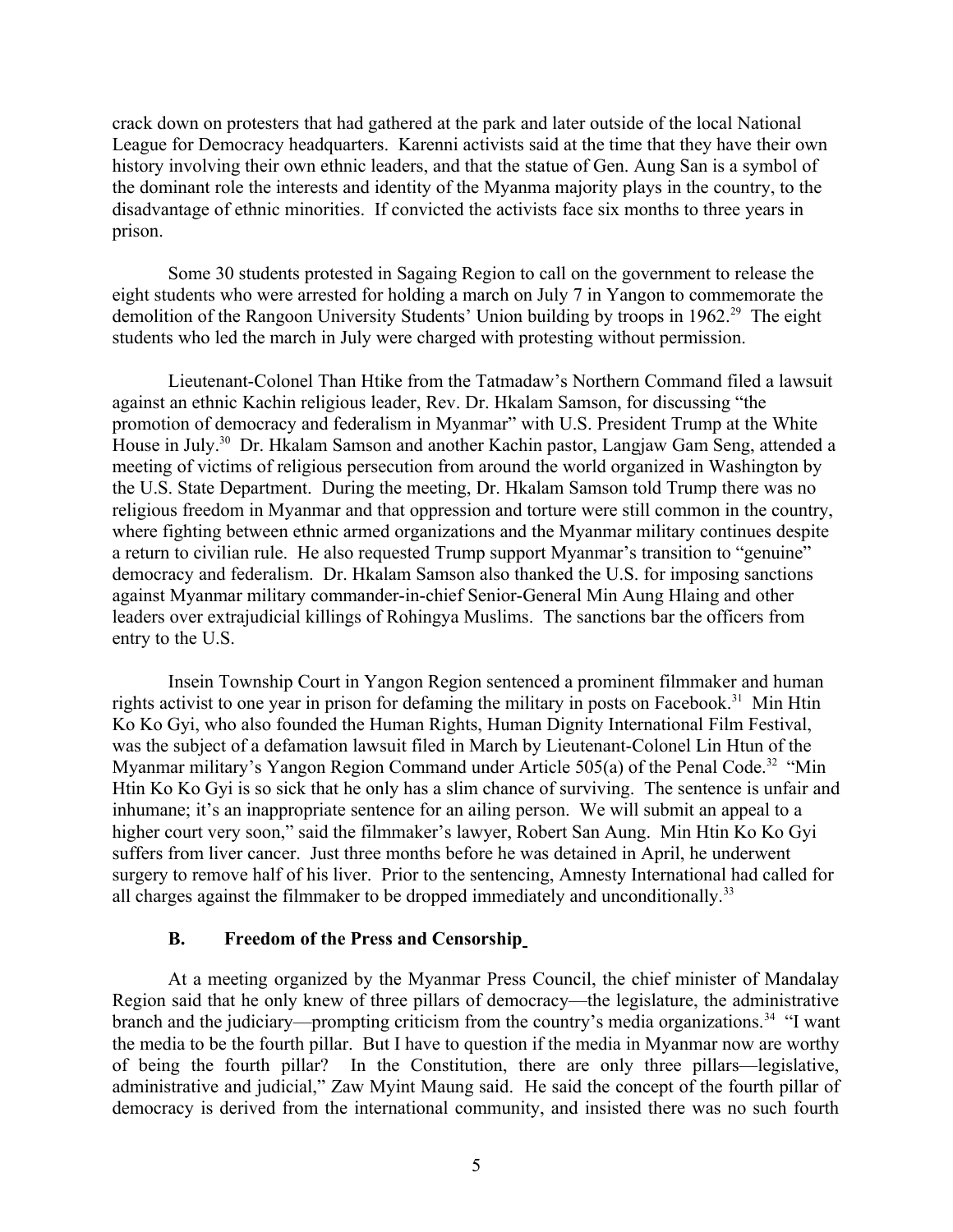crack down on protesters that had gathered at the park and later outside of the local National League for Democracy headquarters. Karenni activists said at the time that they have their own history involving their own ethnic leaders, and that the statue of Gen. Aung San is a symbol of the dominant role the interests and identity of the Myanma majority plays in the country, to the disadvantage of ethnic minorities. If convicted the activists face six months to three years in prison.

Some 30 students protested in Sagaing Region to call on the government to release the eight students who were arrested for holding a march on July 7 in Yangon to commemorate the demolition of the Rangoon University Students' Union building by troops in 1962.[29] The eight students who led the march in July were charged with protesting without permission.

Lieutenant-Colonel Than Htike from the Tatmadaw's Northern Command filed a lawsuit against an ethnic Kachin religious leader, Rev. Dr. Hkalam Samson, for discussing "the promotion of democracy and federalism in Myanmar" with U.S. President Trump at the White House in July.[30] Dr. Hkalam Samson and another Kachin pastor, Langjaw Gam Seng, attended a meeting of victims of religious persecution from around the world organized in Washington by the U.S. State Department. During the meeting, Dr. Hkalam Samson told Trump there was no religious freedom in Myanmar and that oppression and torture were still common in the country, where fighting between ethnic armed organizations and the Myanmar military continues despite a return to civilian rule. He also requested Trump support Myanmar's transition to "genuine" democracy and federalism. Dr. Hkalam Samson also thanked the U.S. for imposing sanctions against Myanmar military commander-in-chief Senior-General Min Aung Hlaing and other leaders over extrajudicial killings of Rohingya Muslims. The sanctions bar the officers from entry to the U.S.

Insein Township Court in Yangon Region sentenced a prominent filmmaker and human rights activist to one year in prison for defaming the military in posts on Facebook.[31] Min Htin Ko Ko Gyi, who also founded the Human Rights, Human Dignity International Film Festival, was the subject of a defamation lawsuit filed in March by Lieutenant-Colonel Lin Htun of the Myanmar military's Yangon Region Command under Article 505(a) of the Penal Code.[32] "Min Htin Ko Ko Gyi is so sick that he only has a slim chance of surviving. The sentence is unfair and inhumane; it's an inappropriate sentence for an ailing person. We will submit an appeal to a higher court very soon," said the filmmaker's lawyer, Robert San Aung. Min Htin Ko Ko Gyi suffers from liver cancer. Just three months before he was detained in April, he underwent surgery to remove half of his liver. Prior to the sentencing, Amnesty International had called for all charges against the filmmaker to be dropped immediately and unconditionally.[33]

### B. Freedom of the Press and Censorship

At a meeting organized by the Myanmar Press Council, the chief minister of Mandalay Region said that he only knew of three pillars of democracy—the legislature, the administrative branch and the judiciary—prompting criticism from the country's media organizations.[34] "I want the media to be the fourth pillar. But I have to question if the media in Myanmar now are worthy of being the fourth pillar? In the Constitution, there are only three pillars—legislative, administrative and judicial," Zaw Myint Maung said. He said the concept of the fourth pillar of democracy is derived from the international community, and insisted there was no such fourth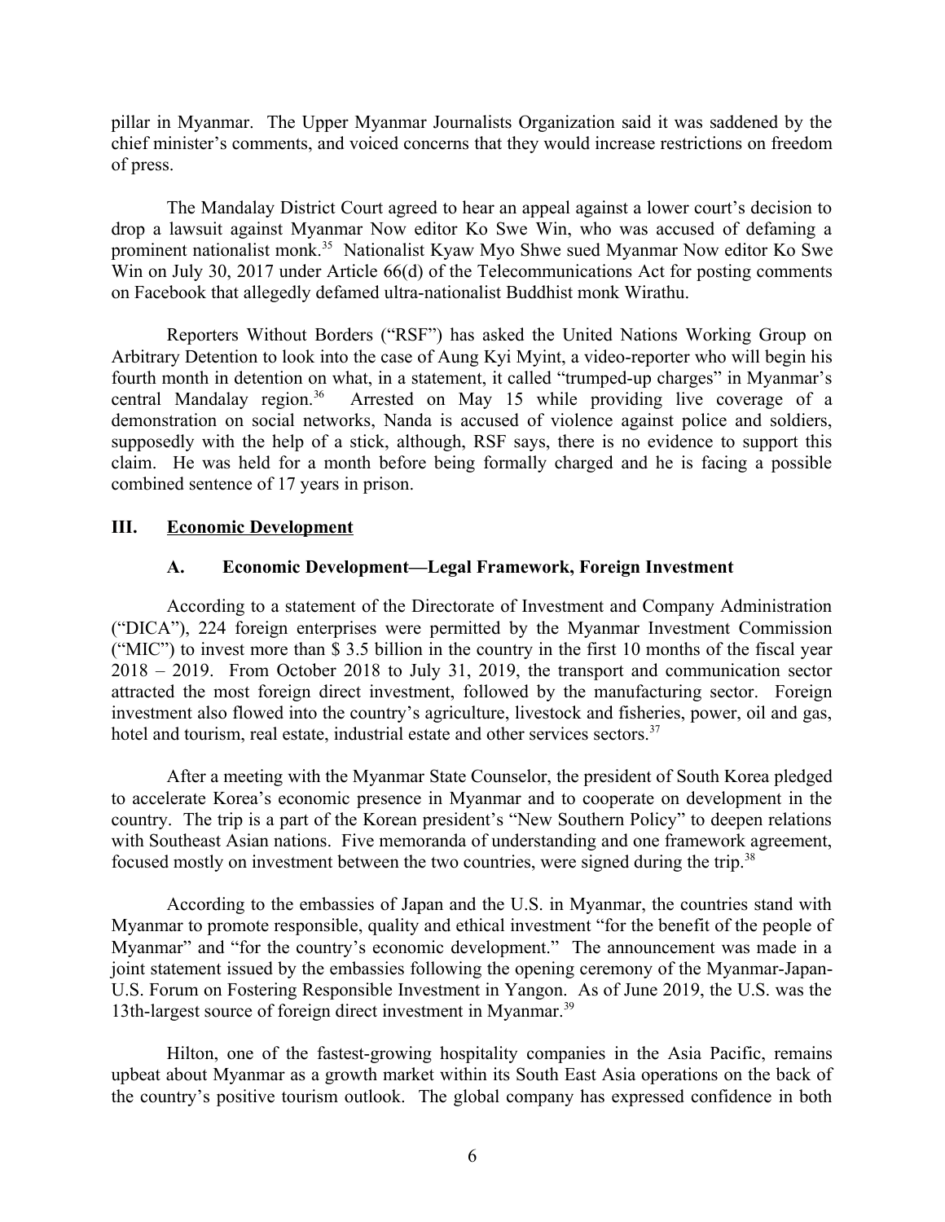pillar in Myanmar. The Upper Myanmar Journalists Organization said it was saddened by the chief minister's comments, and voiced concerns that they would increase restrictions on freedom of press.

The Mandalay District Court agreed to hear an appeal against a lower court's decision to drop a lawsuit against Myanmar Now editor Ko Swe Win, who was accused of defaming a prominent nationalist monk.[35] Nationalist Kyaw Myo Shwe sued Myanmar Now editor Ko Swe Win on July 30, 2017 under Article 66(d) of the Telecommunications Act for posting comments on Facebook that allegedly defamed ultra-nationalist Buddhist monk Wirathu.

Reporters Without Borders ("RSF") has asked the United Nations Working Group on Arbitrary Detention to look into the case of Aung Kyi Myint, a video-reporter who will begin his fourth month in detention on what, in a statement, it called "trumped-up charges" in Myanmar's central Mandalay region.[36] Arrested on May 15 while providing live coverage of a demonstration on social networks, Nanda is accused of violence against police and soldiers, supposedly with the help of a stick, although, RSF says, there is no evidence to support this claim. He was held for a month before being formally charged and he is facing a possible combined sentence of 17 years in prison.

## III. Economic Development

### A. Economic Development—Legal Framework, Foreign Investment

According to a statement of the Directorate of Investment and Company Administration ("DICA"), 224 foreign enterprises were permitted by the Myanmar Investment Commission ("MIC") to invest more than $ 3.5 billion in the country in the first 10 months of the fiscal year 2018 – 2019. From October 2018 to July 31, 2019, the transport and communication sector attracted the most foreign direct investment, followed by the manufacturing sector. Foreign investment also flowed into the country's agriculture, livestock and fisheries, power, oil and gas, hotel and tourism, real estate, industrial estate and other services sectors.[37]

After a meeting with the Myanmar State Counselor, the president of South Korea pledged to accelerate Korea's economic presence in Myanmar and to cooperate on development in the country. The trip is a part of the Korean president's "New Southern Policy" to deepen relations with Southeast Asian nations. Five memoranda of understanding and one framework agreement, focused mostly on investment between the two countries, were signed during the trip.[38]

According to the embassies of Japan and the U.S. in Myanmar, the countries stand with Myanmar to promote responsible, quality and ethical investment "for the benefit of the people of Myanmar" and "for the country's economic development." The announcement was made in a joint statement issued by the embassies following the opening ceremony of the Myanmar-Japan-U.S. Forum on Fostering Responsible Investment in Yangon. As of June 2019, the U.S. was the 13th-largest source of foreign direct investment in Myanmar.[39]

Hilton, one of the fastest-growing hospitality companies in the Asia Pacific, remains upbeat about Myanmar as a growth market within its South East Asia operations on the back of the country's positive tourism outlook. The global company has expressed confidence in both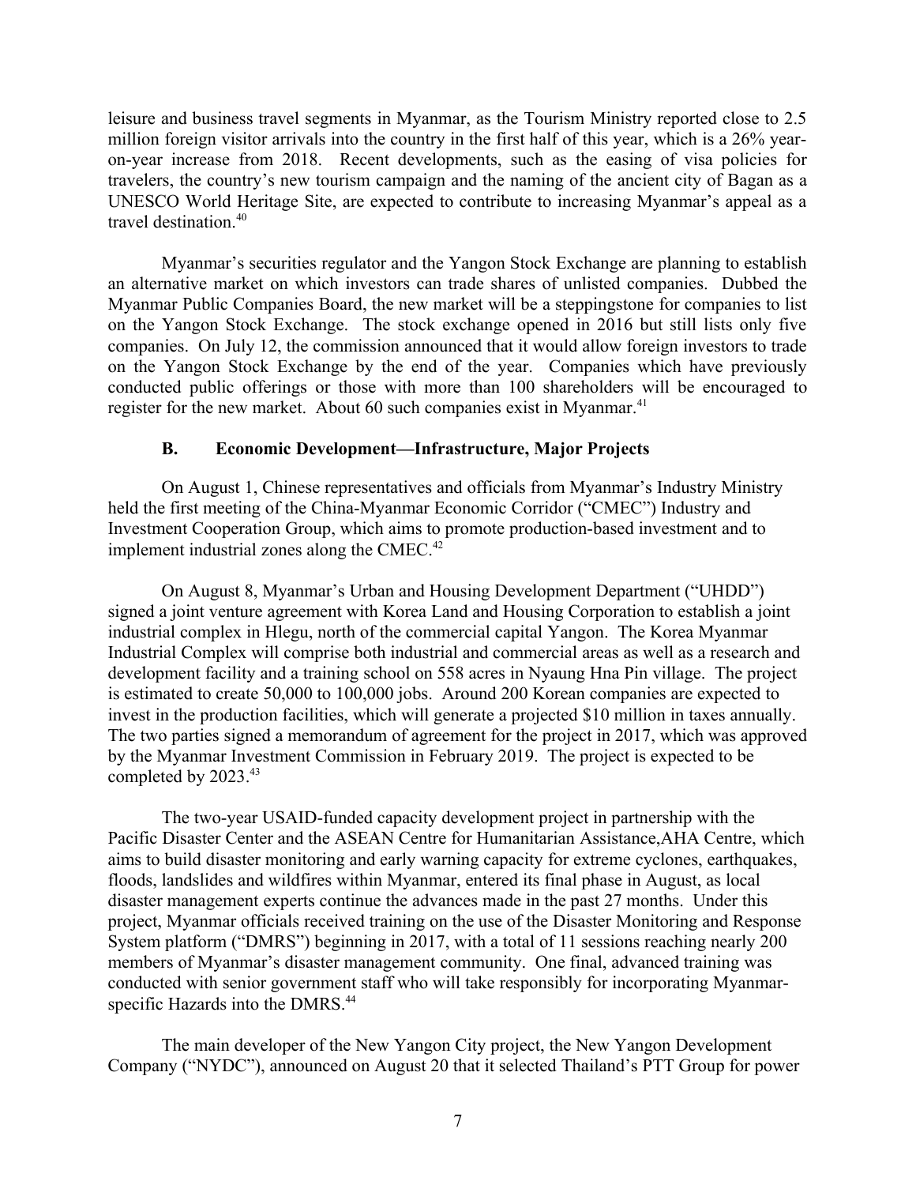leisure and business travel segments in Myanmar, as the Tourism Ministry reported close to 2.5 million foreign visitor arrivals into the country in the first half of this year, which is a 26% year-on-year increase from 2018. Recent developments, such as the easing of visa policies for travelers, the country's new tourism campaign and the naming of the ancient city of Bagan as a UNESCO World Heritage Site, are expected to contribute to increasing Myanmar's appeal as a travel destination.[40]

Myanmar's securities regulator and the Yangon Stock Exchange are planning to establish an alternative market on which investors can trade shares of unlisted companies. Dubbed the Myanmar Public Companies Board, the new market will be a steppingstone for companies to list on the Yangon Stock Exchange. The stock exchange opened in 2016 but still lists only five companies. On July 12, the commission announced that it would allow foreign investors to trade on the Yangon Stock Exchange by the end of the year. Companies which have previously conducted public offerings or those with more than 100 shareholders will be encouraged to register for the new market. About 60 such companies exist in Myanmar.[41]

### B. Economic Development—Infrastructure, Major Projects

On August 1, Chinese representatives and officials from Myanmar's Industry Ministry held the first meeting of the China-Myanmar Economic Corridor ("CMEC") Industry and Investment Cooperation Group, which aims to promote production-based investment and to implement industrial zones along the CMEC.[42]

On August 8, Myanmar's Urban and Housing Development Department ("UHDD") signed a joint venture agreement with Korea Land and Housing Corporation to establish a joint industrial complex in Hlegu, north of the commercial capital Yangon. The Korea Myanmar Industrial Complex will comprise both industrial and commercial areas as well as a research and development facility and a training school on 558 acres in Nyaung Hna Pin village. The project is estimated to create 50,000 to 100,000 jobs. Around 200 Korean companies are expected to invest in the production facilities, which will generate a projected $10 million in taxes annually. The two parties signed a memorandum of agreement for the project in 2017, which was approved by the Myanmar Investment Commission in February 2019. The project is expected to be completed by 2023.[43]

The two-year USAID-funded capacity development project in partnership with the Pacific Disaster Center and the ASEAN Centre for Humanitarian Assistance,AHA Centre, which aims to build disaster monitoring and early warning capacity for extreme cyclones, earthquakes, floods, landslides and wildfires within Myanmar, entered its final phase in August, as local disaster management experts continue the advances made in the past 27 months. Under this project, Myanmar officials received training on the use of the Disaster Monitoring and Response System platform ("DMRS") beginning in 2017, with a total of 11 sessions reaching nearly 200 members of Myanmar's disaster management community. One final, advanced training was conducted with senior government staff who will take responsibly for incorporating Myanmar-specific Hazards into the DMRS.[44]

The main developer of the New Yangon City project, the New Yangon Development Company ("NYDC"), announced on August 20 that it selected Thailand's PTT Group for power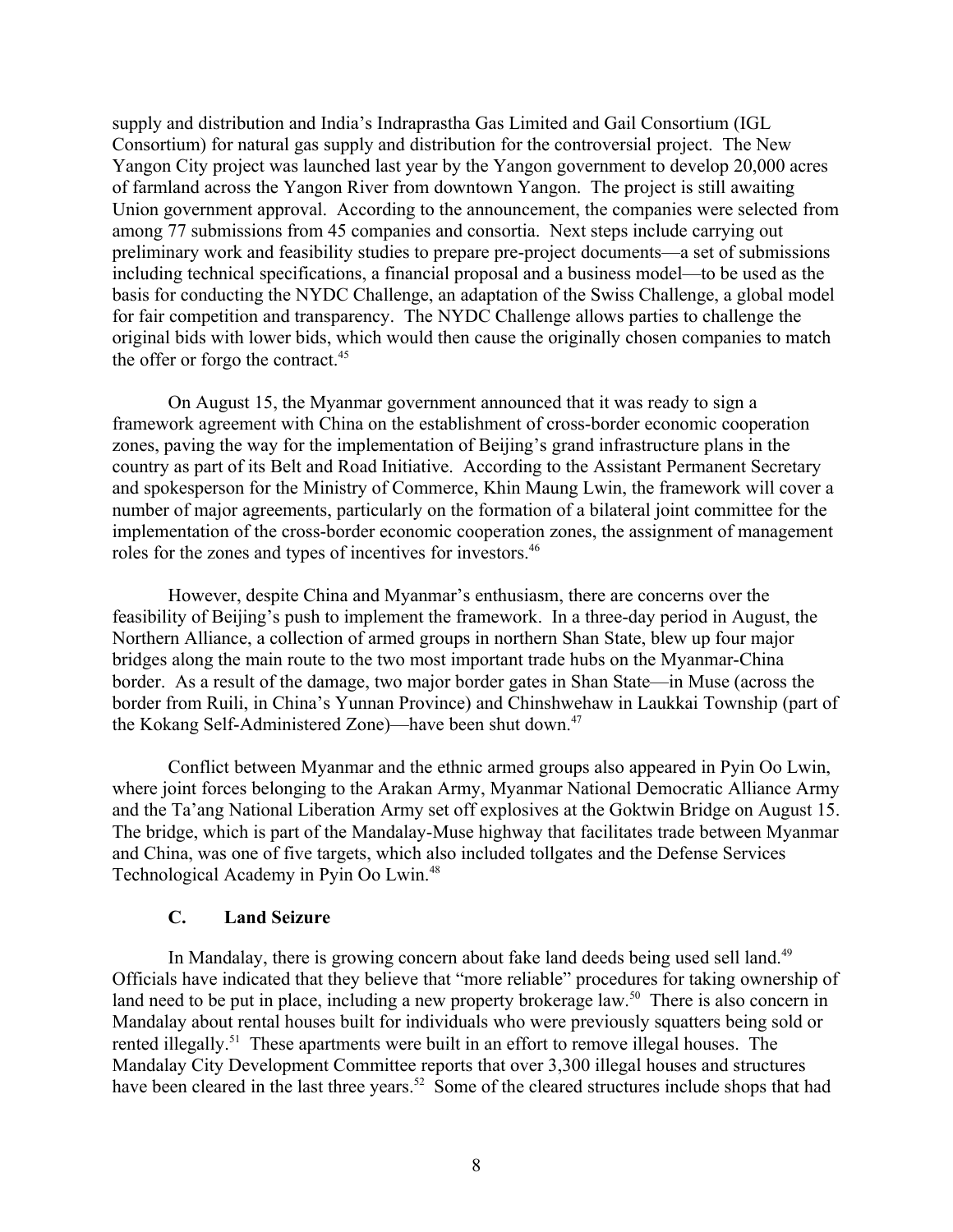supply and distribution and India's Indraprastha Gas Limited and Gail Consortium (IGL Consortium) for natural gas supply and distribution for the controversial project. The New Yangon City project was launched last year by the Yangon government to develop 20,000 acres of farmland across the Yangon River from downtown Yangon. The project is still awaiting Union government approval. According to the announcement, the companies were selected from among 77 submissions from 45 companies and consortia. Next steps include carrying out preliminary work and feasibility studies to prepare pre-project documents—a set of submissions including technical specifications, a financial proposal and a business model—to be used as the basis for conducting the NYDC Challenge, an adaptation of the Swiss Challenge, a global model for fair competition and transparency. The NYDC Challenge allows parties to challenge the original bids with lower bids, which would then cause the originally chosen companies to match the offer or forgo the contract.[45]

On August 15, the Myanmar government announced that it was ready to sign a framework agreement with China on the establishment of cross-border economic cooperation zones, paving the way for the implementation of Beijing's grand infrastructure plans in the country as part of its Belt and Road Initiative. According to the Assistant Permanent Secretary and spokesperson for the Ministry of Commerce, Khin Maung Lwin, the framework will cover a number of major agreements, particularly on the formation of a bilateral joint committee for the implementation of the cross-border economic cooperation zones, the assignment of management roles for the zones and types of incentives for investors.[46]

However, despite China and Myanmar's enthusiasm, there are concerns over the feasibility of Beijing's push to implement the framework. In a three-day period in August, the Northern Alliance, a collection of armed groups in northern Shan State, blew up four major bridges along the main route to the two most important trade hubs on the Myanmar-China border. As a result of the damage, two major border gates in Shan State—in Muse (across the border from Ruili, in China's Yunnan Province) and Chinshwehaw in Laukkai Township (part of the Kokang Self-Administered Zone)—have been shut down.[47]

Conflict between Myanmar and the ethnic armed groups also appeared in Pyin Oo Lwin, where joint forces belonging to the Arakan Army, Myanmar National Democratic Alliance Army and the Ta'ang National Liberation Army set off explosives at the Goktwin Bridge on August 15. The bridge, which is part of the Mandalay-Muse highway that facilitates trade between Myanmar and China, was one of five targets, which also included tollgates and the Defense Services Technological Academy in Pyin Oo Lwin.[48]

### C. Land Seizure

In Mandalay, there is growing concern about fake land deeds being used sell land.[49] Officials have indicated that they believe that "more reliable" procedures for taking ownership of land need to be put in place, including a new property brokerage law.[50] There is also concern in Mandalay about rental houses built for individuals who were previously squatters being sold or rented illegally.[51] These apartments were built in an effort to remove illegal houses. The Mandalay City Development Committee reports that over 3,300 illegal houses and structures have been cleared in the last three years.[52] Some of the cleared structures include shops that had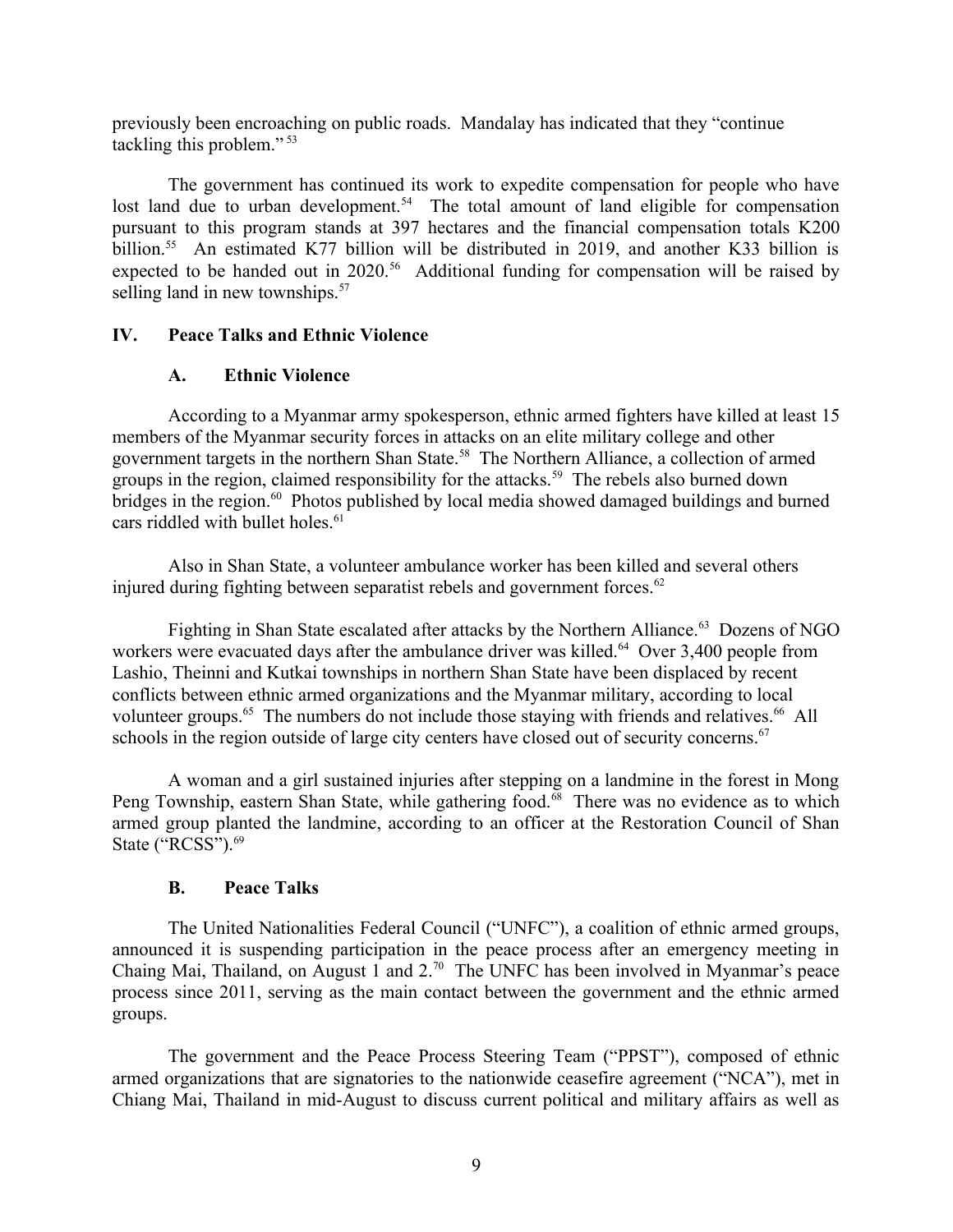previously been encroaching on public roads. Mandalay has indicated that they "continue tackling this problem."[53]

The government has continued its work to expedite compensation for people who have lost land due to urban development.[54] The total amount of land eligible for compensation pursuant to this program stands at 397 hectares and the financial compensation totals K200 billion.[55] An estimated K77 billion will be distributed in 2019, and another K33 billion is expected to be handed out in 2020.[56] Additional funding for compensation will be raised by selling land in new townships.[57]

## IV. Peace Talks and Ethnic Violence

### A. Ethnic Violence

According to a Myanmar army spokesperson, ethnic armed fighters have killed at least 15 members of the Myanmar security forces in attacks on an elite military college and other government targets in the northern Shan State.[58] The Northern Alliance, a collection of armed groups in the region, claimed responsibility for the attacks.[59] The rebels also burned down bridges in the region.[60] Photos published by local media showed damaged buildings and burned cars riddled with bullet holes.[61]

Also in Shan State, a volunteer ambulance worker has been killed and several others injured during fighting between separatist rebels and government forces.[62]

Fighting in Shan State escalated after attacks by the Northern Alliance.[63] Dozens of NGO workers were evacuated days after the ambulance driver was killed.[64] Over 3,400 people from Lashio, Theinni and Kutkai townships in northern Shan State have been displaced by recent conflicts between ethnic armed organizations and the Myanmar military, according to local volunteer groups.[65] The numbers do not include those staying with friends and relatives.[66] All schools in the region outside of large city centers have closed out of security concerns.[67]

A woman and a girl sustained injuries after stepping on a landmine in the forest in Mong Peng Township, eastern Shan State, while gathering food.[68] There was no evidence as to which armed group planted the landmine, according to an officer at the Restoration Council of Shan State ("RCSS").[69]

### B. Peace Talks

The United Nationalities Federal Council ("UNFC"), a coalition of ethnic armed groups, announced it is suspending participation in the peace process after an emergency meeting in Chaing Mai, Thailand, on August 1 and 2.[70] The UNFC has been involved in Myanmar's peace process since 2011, serving as the main contact between the government and the ethnic armed groups.

The government and the Peace Process Steering Team ("PPST"), composed of ethnic armed organizations that are signatories to the nationwide ceasefire agreement ("NCA"), met in Chiang Mai, Thailand in mid-August to discuss current political and military affairs as well as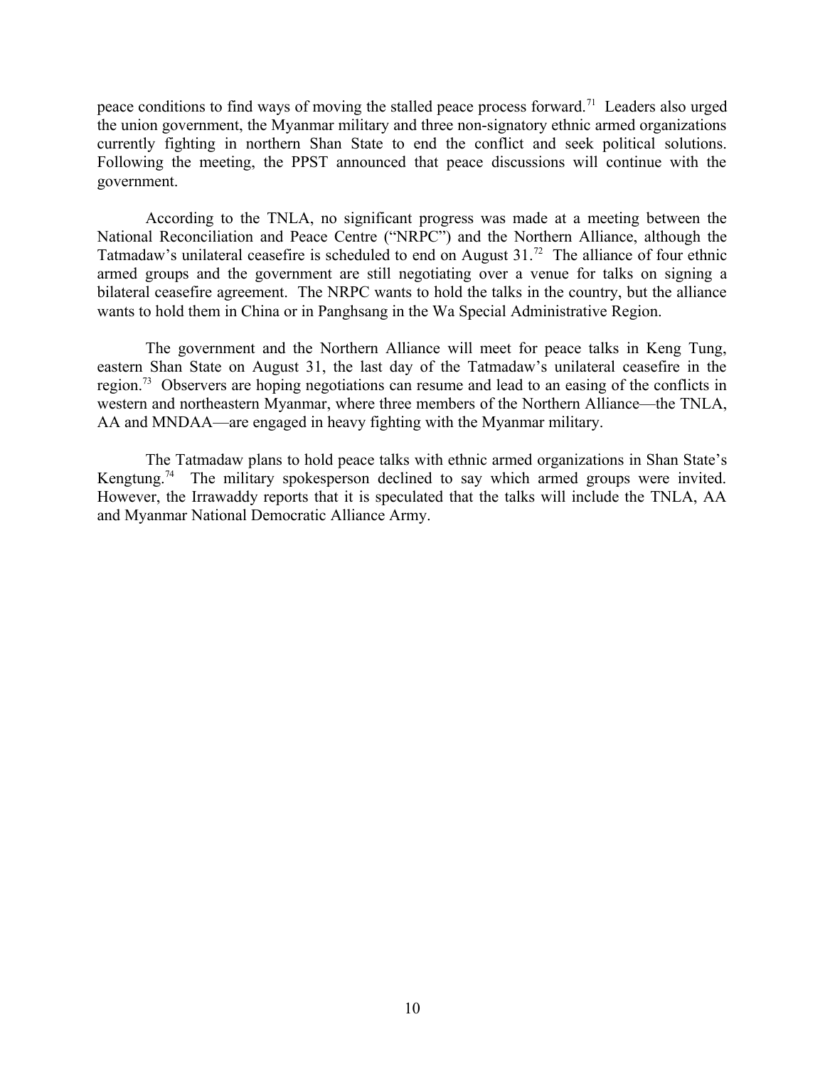peace conditions to find ways of moving the stalled peace process forward.[71] Leaders also urged the union government, the Myanmar military and three non-signatory ethnic armed organizations currently fighting in northern Shan State to end the conflict and seek political solutions. Following the meeting, the PPST announced that peace discussions will continue with the government.

According to the TNLA, no significant progress was made at a meeting between the National Reconciliation and Peace Centre ("NRPC") and the Northern Alliance, although the Tatmadaw's unilateral ceasefire is scheduled to end on August 31.[72] The alliance of four ethnic armed groups and the government are still negotiating over a venue for talks on signing a bilateral ceasefire agreement. The NRPC wants to hold the talks in the country, but the alliance wants to hold them in China or in Panghsang in the Wa Special Administrative Region.

The government and the Northern Alliance will meet for peace talks in Keng Tung, eastern Shan State on August 31, the last day of the Tatmadaw's unilateral ceasefire in the region.[73] Observers are hoping negotiations can resume and lead to an easing of the conflicts in western and northeastern Myanmar, where three members of the Northern Alliance—the TNLA, AA and MNDAA—are engaged in heavy fighting with the Myanmar military.

The Tatmadaw plans to hold peace talks with ethnic armed organizations in Shan State's Kengtung.[74] The military spokesperson declined to say which armed groups were invited. However, the Irrawaddy reports that it is speculated that the talks will include the TNLA, AA and Myanmar National Democratic Alliance Army.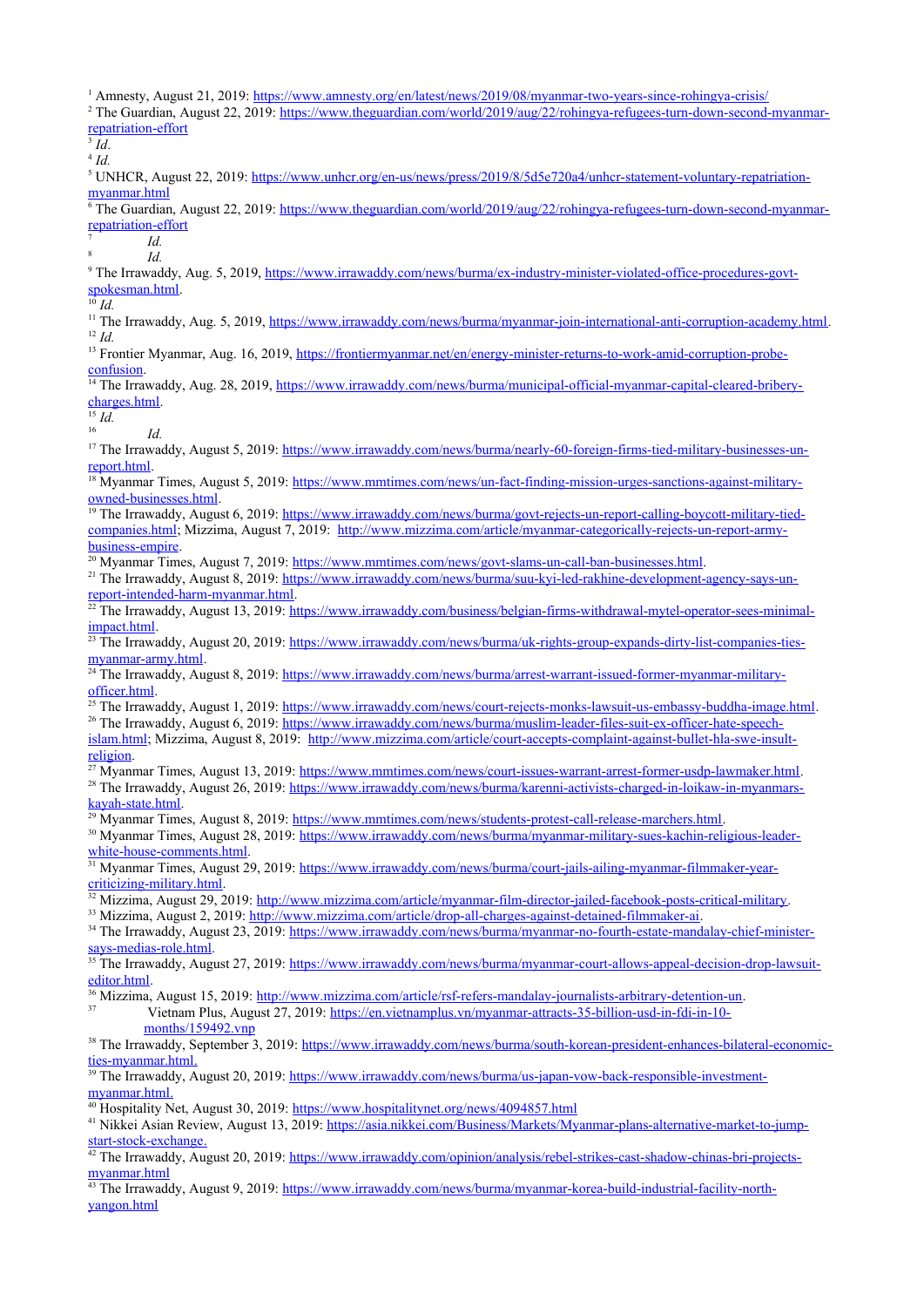[1] Amnesty, August 21, 2019: https://www.amnesty.org/en/latest/news/2019/08/myanmar-two-years-since-rohingya-crisis/

[2] The Guardian, August 22, 2019: https://www.theguardian.com/world/2019/aug/22/rohingya-refugees-turn-down-second-myanmar-repatriation-effort

[3] *Id*.

[4] *Id.*

[5] UNHCR, August 22, 2019: https://www.unhcr.org/en-us/news/press/2019/8/5d5e720a4/unhcr-statement-voluntary-repatriation-myanmar.html

[6] The Guardian, August 22, 2019: https://www.theguardian.com/world/2019/aug/22/rohingya-refugees-turn-down-second-myanmar-repatriation-effort

[7] *Id.*

[8] *Id.*

[9] The Irrawaddy, Aug. 5, 2019, https://www.irrawaddy.com/news/burma/ex-industry-minister-violated-office-procedures-govt-spokesman.html.

[10] *Id.*

[11] The Irrawaddy, Aug. 5, 2019, https://www.irrawaddy.com/news/burma/myanmar-join-international-anti-corruption-academy.html.

[12] *Id.*

[13] Frontier Myanmar, Aug. 16, 2019, https://frontiermyanmar.net/en/energy-minister-returns-to-work-amid-corruption-probe-confusion.

[14] The Irrawaddy, Aug. 28, 2019, https://www.irrawaddy.com/news/burma/municipal-official-myanmar-capital-cleared-bribery-charges.html.

[15] *Id.*

[16] *Id.*

[17] The Irrawaddy, August 5, 2019: https://www.irrawaddy.com/news/burma/nearly-60-foreign-firms-tied-military-businesses-un-report.html.

[18] Myanmar Times, August 5, 2019: https://www.mmtimes.com/news/un-fact-finding-mission-urges-sanctions-against-military-owned-businesses.html.

[19] The Irrawaddy, August 6, 2019: https://www.irrawaddy.com/news/burma/govt-rejects-un-report-calling-boycott-military-tied-companies.html; Mizzima, August 7, 2019: http://www.mizzima.com/article/myanmar-categorically-rejects-un-report-army-business-empire.

[20] Myanmar Times, August 7, 2019: https://www.mmtimes.com/news/govt-slams-un-call-ban-businesses.html.

[21] The Irrawaddy, August 8, 2019: https://www.irrawaddy.com/news/burma/suu-kyi-led-rakhine-development-agency-says-un-report-intended-harm-myanmar.html.

[22] The Irrawaddy, August 13, 2019: https://www.irrawaddy.com/business/belgian-firms-withdrawal-mytel-operator-sees-minimal-impact.html.

[23] The Irrawaddy, August 20, 2019: https://www.irrawaddy.com/news/burma/uk-rights-group-expands-dirty-list-companies-ties-myanmar-army.html.

[24] The Irrawaddy, August 8, 2019: https://www.irrawaddy.com/news/burma/arrest-warrant-issued-former-myanmar-military-officer.html.

[25] The Irrawaddy, August 1, 2019: https://www.irrawaddy.com/news/court-rejects-monks-lawsuit-us-embassy-buddha-image.html.

[26] The Irrawaddy, August 6, 2019: https://www.irrawaddy.com/news/burma/muslim-leader-files-suit-ex-officer-hate-speech-islam.html; Mizzima, August 8, 2019: http://www.mizzima.com/article/court-accepts-complaint-against-bullet-hla-swe-insult-religion.

[27] Myanmar Times, August 13, 2019: https://www.mmtimes.com/news/court-issues-warrant-arrest-former-usdp-lawmaker.html.

[28] The Irrawaddy, August 26, 2019: https://www.irrawaddy.com/news/burma/karenni-activists-charged-in-loikaw-in-myanmars-kayah-state.html.

[29] Myanmar Times, August 8, 2019: https://www.mmtimes.com/news/students-protest-call-release-marchers.html.

[30] Myanmar Times, August 28, 2019: https://www.irrawaddy.com/news/burma/myanmar-military-sues-kachin-religious-leader-white-house-comments.html.

[31] Myanmar Times, August 29, 2019: https://www.irrawaddy.com/news/burma/court-jails-ailing-myanmar-filmmaker-year-criticizing-military.html.

[32] Mizzima, August 29, 2019: http://www.mizzima.com/article/myanmar-film-director-jailed-facebook-posts-critical-military.

[33] Mizzima, August 2, 2019: http://www.mizzima.com/article/drop-all-charges-against-detained-filmmaker-ai.

[34] The Irrawaddy, August 23, 2019: https://www.irrawaddy.com/news/burma/myanmar-no-fourth-estate-mandalay-chief-minister-says-medias-role.html.

[35] The Irrawaddy, August 27, 2019: https://www.irrawaddy.com/news/burma/myanmar-court-allows-appeal-decision-drop-lawsuit-editor.html.

[36] Mizzima, August 15, 2019: http://www.mizzima.com/article/rsf-refers-mandalay-journalists-arbitrary-detention-un.

[37] Vietnam Plus, August 27, 2019: https://en.vietnamplus.vn/myanmar-attracts-35-billion-usd-in-fdi-in-10-months/159492.vnp

[38] The Irrawaddy, September 3, 2019: https://www.irrawaddy.com/news/burma/south-korean-president-enhances-bilateral-economic-ties-myanmar.html.

[39] The Irrawaddy, August 20, 2019: https://www.irrawaddy.com/news/burma/us-japan-vow-back-responsible-investment-myanmar.html.

[40] Hospitality Net, August 30, 2019: https://www.hospitalitynet.org/news/4094857.html

[41] Nikkei Asian Review, August 13, 2019: https://asia.nikkei.com/Business/Markets/Myanmar-plans-alternative-market-to-jump-start-stock-exchange.

[42] The Irrawaddy, August 20, 2019: https://www.irrawaddy.com/opinion/analysis/rebel-strikes-cast-shadow-chinas-bri-projects-myanmar.html

[43] The Irrawaddy, August 9, 2019: https://www.irrawaddy.com/news/burma/myanmar-korea-build-industrial-facility-north-yangon.html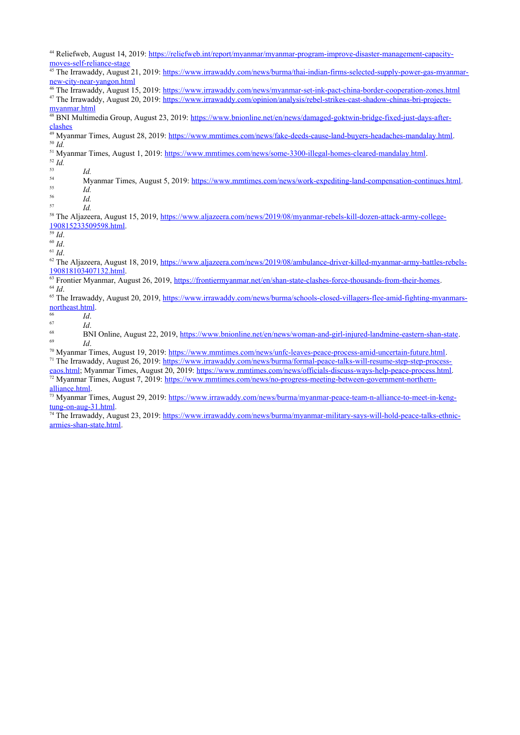[44] Reliefweb, August 14, 2019: https://reliefweb.int/report/myanmar/myanmar-program-improve-disaster-management-capacity-moves-self-reliance-stage

[45] The Irrawaddy, August 21, 2019: https://www.irrawaddy.com/news/burma/thai-indian-firms-selected-supply-power-gas-myanmar-new-city-near-yangon.html

[46] The Irrawaddy, August 15, 2019: https://www.irrawaddy.com/news/myanmar-set-ink-pact-china-border-cooperation-zones.html

[47] The Irrawaddy, August 20, 2019: https://www.irrawaddy.com/opinion/analysis/rebel-strikes-cast-shadow-chinas-bri-projects-myanmar.html

[48] BNI Multimedia Group, August 23, 2019: https://www.bnionline.net/en/news/damaged-goktwin-bridge-fixed-just-days-after-clashes

[49] Myanmar Times, August 28, 2019: https://www.mmtimes.com/news/fake-deeds-cause-land-buyers-headaches-mandalay.html.

[50] *Id.*

[51] Myanmar Times, August 1, 2019: https://www.mmtimes.com/news/some-3300-illegal-homes-cleared-mandalay.html.

[52] *Id.*

[53] *Id.*

[54] Myanmar Times, August 5, 2019: https://www.mmtimes.com/news/work-expediting-land-compensation-continues.html.

[55] *Id.*

[56] *Id.*

[57] *Id.*

[58] The Aljazeera, August 15, 2019, https://www.aljazeera.com/news/2019/08/myanmar-rebels-kill-dozen-attack-army-college-190815233509598.html.

[59] *Id*.

[60] *Id*.

[61] *Id*.

[62] The Aljazeera, August 18, 2019, https://www.aljazeera.com/news/2019/08/ambulance-driver-killed-myanmar-army-battles-rebels-190818103407132.html.

[63] Frontier Myanmar, August 26, 2019, https://frontiermyanmar.net/en/shan-state-clashes-force-thousands-from-their-homes.

[64] *Id*.

[65] The Irrawaddy, August 20, 2019, https://www.irrawaddy.com/news/burma/schools-closed-villagers-flee-amid-fighting-myanmars-northeast.html.

[66] *Id*.

[67] *Id*.

[68] BNI Online, August 22, 2019, https://www.bnionline.net/en/news/woman-and-girl-injured-landmine-eastern-shan-state.

[69] *Id*.

[70] Myanmar Times, August 19, 2019: https://www.mmtimes.com/news/unfc-leaves-peace-process-amid-uncertain-future.html.

[71] The Irrawaddy, August 26, 2019: https://www.irrawaddy.com/news/burma/formal-peace-talks-will-resume-step-step-process-eaos.html; Myanmar Times, August 20, 2019: https://www.mmtimes.com/news/officials-discuss-ways-help-peace-process.html.

[72] Myanmar Times, August 7, 2019: https://www.mmtimes.com/news/no-progress-meeting-between-government-northern-alliance.html.

[73] Myanmar Times, August 29, 2019: https://www.irrawaddy.com/news/burma/myanmar-peace-team-n-alliance-to-meet-in-keng-tung-on-aug-31.html.

[74] The Irrawaddy, August 23, 2019: https://www.irrawaddy.com/news/burma/myanmar-military-says-will-hold-peace-talks-ethnic-armies-shan-state.html.